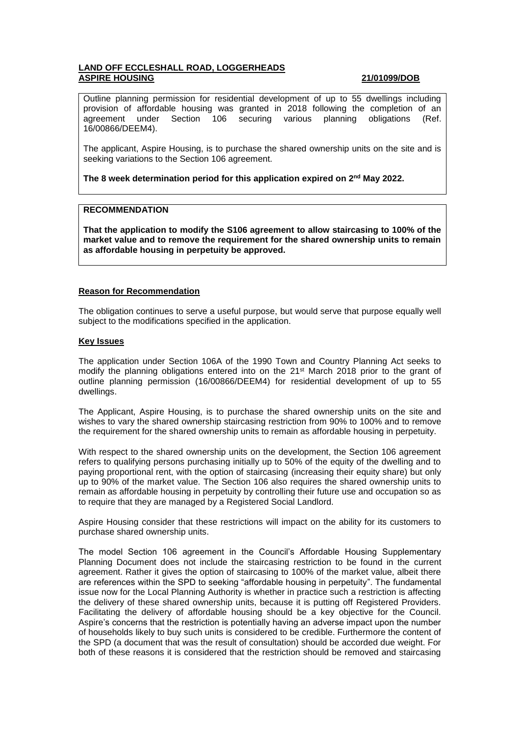**LAND OFF ECCLESHALL ROAD, LOGGERHEADS**
**ASPIRE HOUSING** **21/01099/DOB**

Outline planning permission for residential development of up to 55 dwellings including provision of affordable housing was granted in 2018 following the completion of an agreement under Section 106 securing various planning obligations (Ref. 16/00866/DEEM4).

The applicant, Aspire Housing, is to purchase the shared ownership units on the site and is seeking variations to the Section 106 agreement.

**The 8 week determination period for this application expired on 2nd May 2022.**

**RECOMMENDATION**

**That the application to modify the S106 agreement to allow staircasing to 100% of the market value and to remove the requirement for the shared ownership units to remain as affordable housing in perpetuity be approved.**

**Reason for Recommendation**

The obligation continues to serve a useful purpose, but would serve that purpose equally well subject to the modifications specified in the application.

**Key Issues**

The application under Section 106A of the 1990 Town and Country Planning Act seeks to modify the planning obligations entered into on the 21st March 2018 prior to the grant of outline planning permission (16/00866/DEEM4) for residential development of up to 55 dwellings.

The Applicant, Aspire Housing, is to purchase the shared ownership units on the site and wishes to vary the shared ownership staircasing restriction from 90% to 100% and to remove the requirement for the shared ownership units to remain as affordable housing in perpetuity.

With respect to the shared ownership units on the development, the Section 106 agreement refers to qualifying persons purchasing initially up to 50% of the equity of the dwelling and to paying proportional rent, with the option of staircasing (increasing their equity share) but only up to 90% of the market value. The Section 106 also requires the shared ownership units to remain as affordable housing in perpetuity by controlling their future use and occupation so as to require that they are managed by a Registered Social Landlord.

Aspire Housing consider that these restrictions will impact on the ability for its customers to purchase shared ownership units.

The model Section 106 agreement in the Council's Affordable Housing Supplementary Planning Document does not include the staircasing restriction to be found in the current agreement. Rather it gives the option of staircasing to 100% of the market value, albeit there are references within the SPD to seeking "affordable housing in perpetuity". The fundamental issue now for the Local Planning Authority is whether in practice such a restriction is affecting the delivery of these shared ownership units, because it is putting off Registered Providers. Facilitating the delivery of affordable housing should be a key objective for the Council. Aspire's concerns that the restriction is potentially having an adverse impact upon the number of households likely to buy such units is considered to be credible. Furthermore the content of the SPD (a document that was the result of consultation) should be accorded due weight. For both of these reasons it is considered that the restriction should be removed and staircasing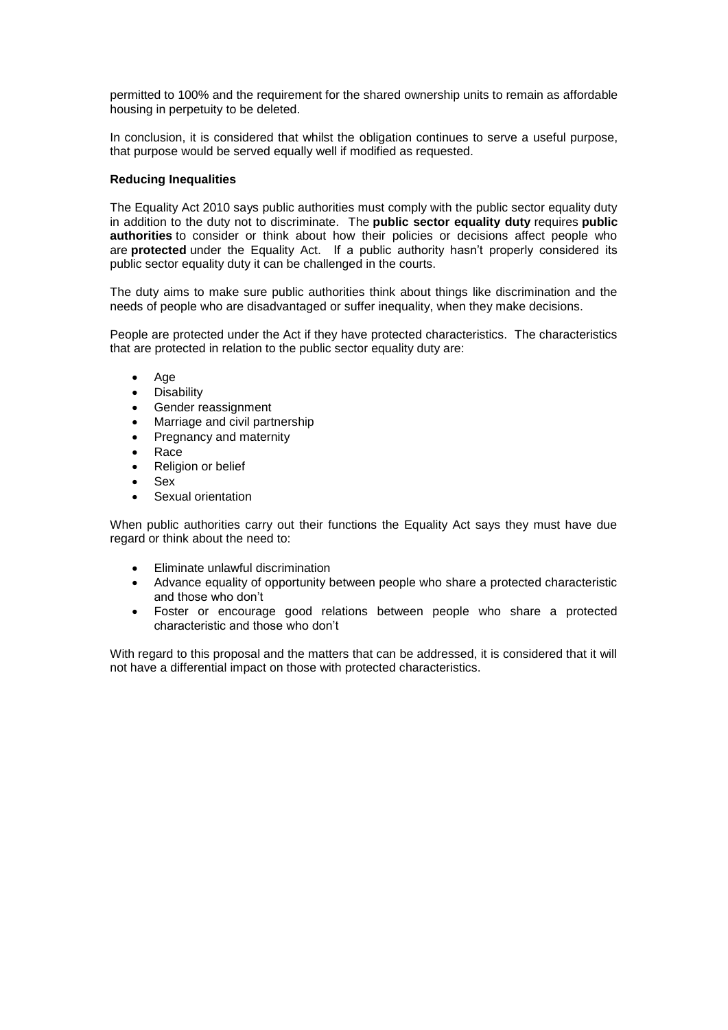permitted to 100% and the requirement for the shared ownership units to remain as affordable housing in perpetuity to be deleted.

In conclusion, it is considered that whilst the obligation continues to serve a useful purpose, that purpose would be served equally well if modified as requested.

**Reducing Inequalities**

The Equality Act 2010 says public authorities must comply with the public sector equality duty in addition to the duty not to discriminate. The **public sector equality duty** requires **public authorities** to consider or think about how their policies or decisions affect people who are **protected** under the Equality Act. If a public authority hasn't properly considered its public sector equality duty it can be challenged in the courts.

The duty aims to make sure public authorities think about things like discrimination and the needs of people who are disadvantaged or suffer inequality, when they make decisions.

People are protected under the Act if they have protected characteristics. The characteristics that are protected in relation to the public sector equality duty are:

- Age
- Disability
- Gender reassignment
- Marriage and civil partnership
- Pregnancy and maternity
- Race
- Religion or belief
- Sex
- Sexual orientation

When public authorities carry out their functions the Equality Act says they must have due regard or think about the need to:

- Eliminate unlawful discrimination
- Advance equality of opportunity between people who share a protected characteristic and those who don't
- Foster or encourage good relations between people who share a protected characteristic and those who don't

With regard to this proposal and the matters that can be addressed, it is considered that it will not have a differential impact on those with protected characteristics.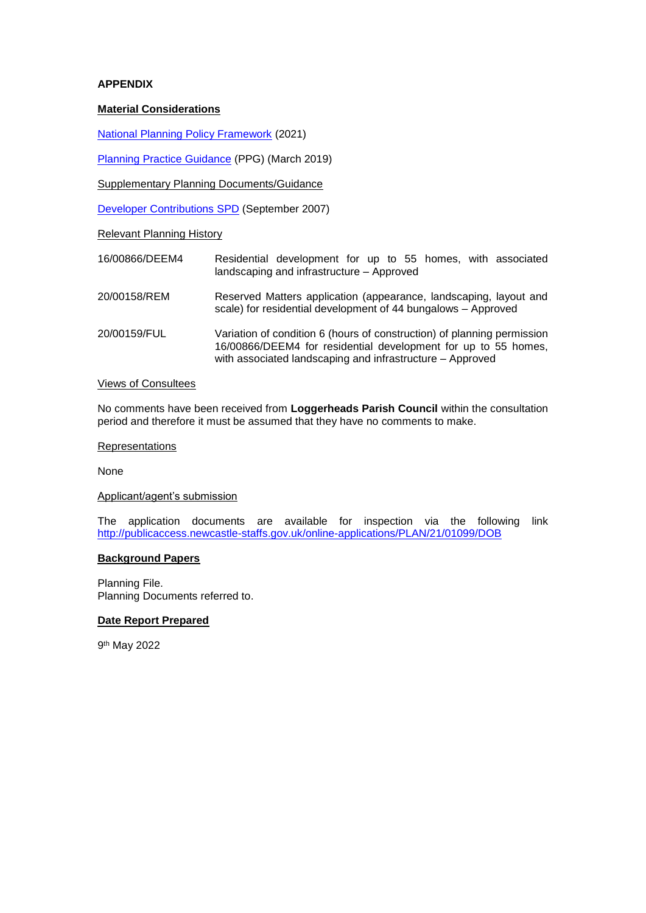**APPENDIX**

**Material Considerations**

National Planning Policy Framework (2021)

Planning Practice Guidance (PPG) (March 2019)

Supplementary Planning Documents/Guidance

Developer Contributions SPD (September 2007)

Relevant Planning History

| | |
|---|---|
| 16/00866/DEEM4 | Residential development for up to 55 homes, with associated landscaping and infrastructure – Approved |
| 20/00158/REM | Reserved Matters application (appearance, landscaping, layout and scale) for residential development of 44 bungalows – Approved |
| 20/00159/FUL | Variation of condition 6 (hours of construction) of planning permission 16/00866/DEEM4 for residential development for up to 55 homes, with associated landscaping and infrastructure – Approved |

Views of Consultees

No comments have been received from **Loggerheads Parish Council** within the consultation period and therefore it must be assumed that they have no comments to make.

Representations

None

Applicant/agent's submission

The application documents are available for inspection via the following link http://publicaccess.newcastle-staffs.gov.uk/online-applications/PLAN/21/01099/DOB

**Background Papers**

Planning File.
Planning Documents referred to.

**Date Report Prepared**

9th May 2022